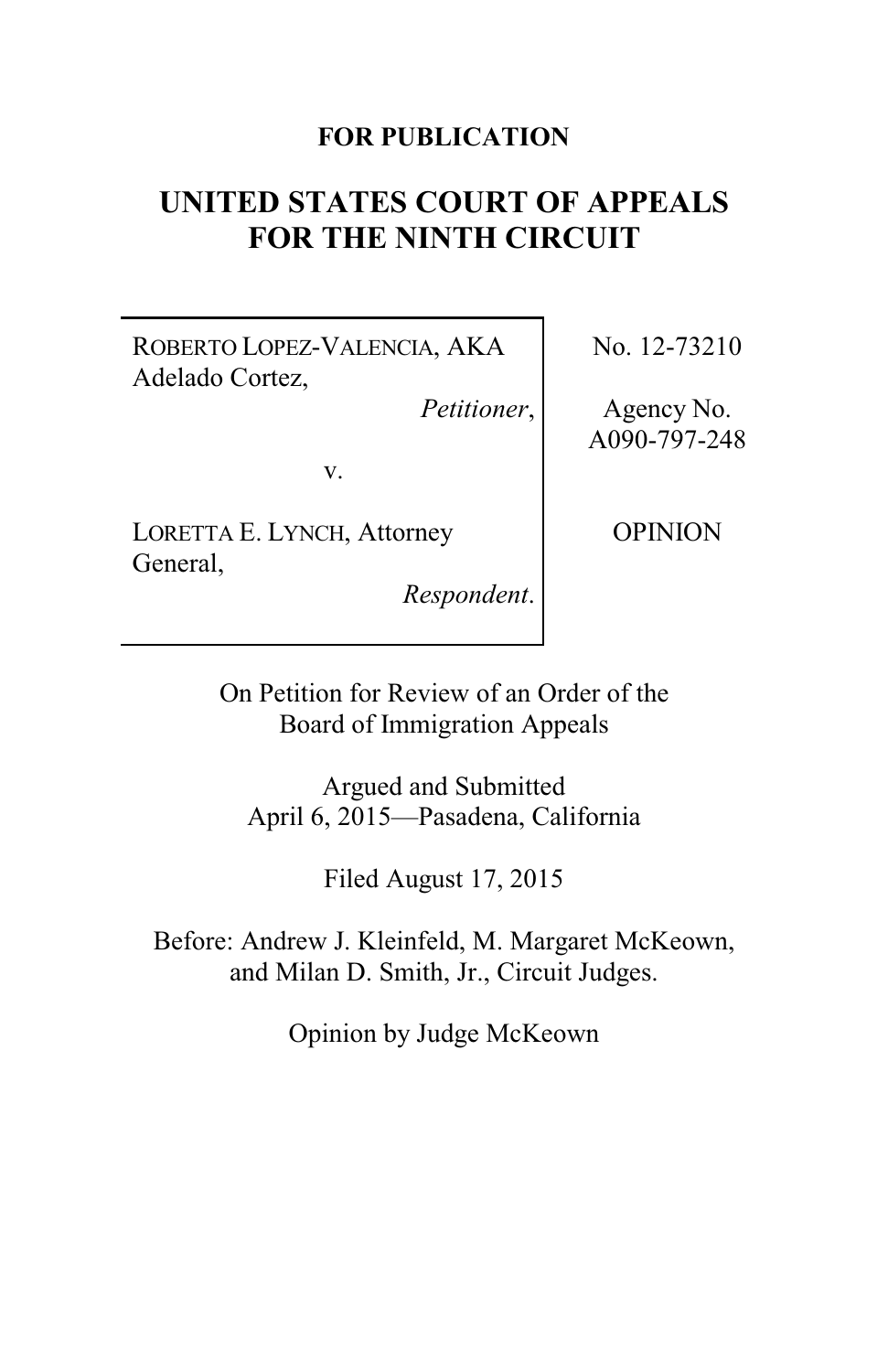**FOR PUBLICATION**

# UNITED STATES COURT OF APPEALS FOR THE NINTH CIRCUIT

| | |
|---|---|
| ROBERTO LOPEZ-VALENCIA, AKA Adelado Cortez, *Petitioner*, v. LORETTA E. LYNCH, Attorney General, *Respondent*. | No. 12-73210 Agency No. A090-797-248 OPINION |

On Petition for Review of an Order of the Board of Immigration Appeals

Argued and Submitted April 6, 2015—Pasadena, California

Filed August 17, 2015

Before: Andrew J. Kleinfeld, M. Margaret McKeown, and Milan D. Smith, Jr., Circuit Judges.

Opinion by Judge McKeown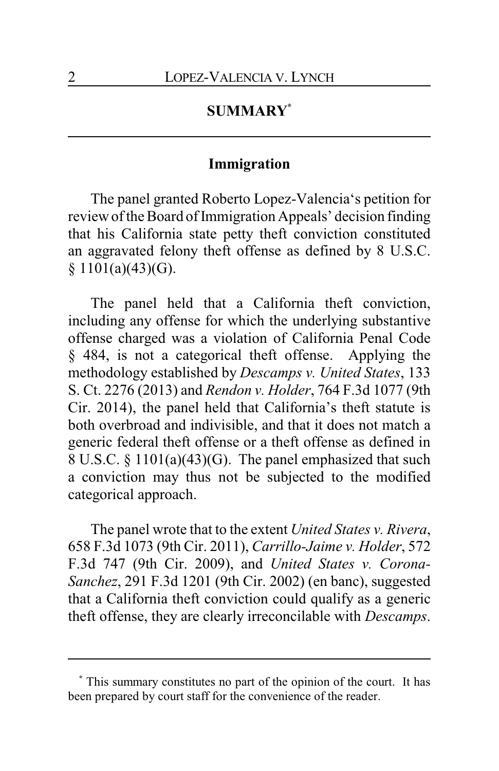## SUMMARY[*]

### Immigration

The panel granted Roberto Lopez-Valencia's petition for review of the Board of Immigration Appeals' decision finding that his California state petty theft conviction constituted an aggravated felony theft offense as defined by 8 U.S.C. § 1101(a)(43)(G).

The panel held that a California theft conviction, including any offense for which the underlying substantive offense charged was a violation of California Penal Code § 484, is not a categorical theft offense. Applying the methodology established by *Descamps v. United States*, 133 S. Ct. 2276 (2013) and *Rendon v. Holder*, 764 F.3d 1077 (9th Cir. 2014), the panel held that California's theft statute is both overbroad and indivisible, and that it does not match a generic federal theft offense or a theft offense as defined in 8 U.S.C. § 1101(a)(43)(G). The panel emphasized that such a conviction may thus not be subjected to the modified categorical approach.

The panel wrote that to the extent *United States v. Rivera*, 658 F.3d 1073 (9th Cir. 2011), *Carrillo-Jaime v. Holder*, 572 F.3d 747 (9th Cir. 2009), and *United States v. Corona-Sanchez*, 291 F.3d 1201 (9th Cir. 2002) (en banc), suggested that a California theft conviction could qualify as a generic theft offense, they are clearly irreconcilable with *Descamps*.

---

[*] This summary constitutes no part of the opinion of the court. It has been prepared by court staff for the convenience of the reader.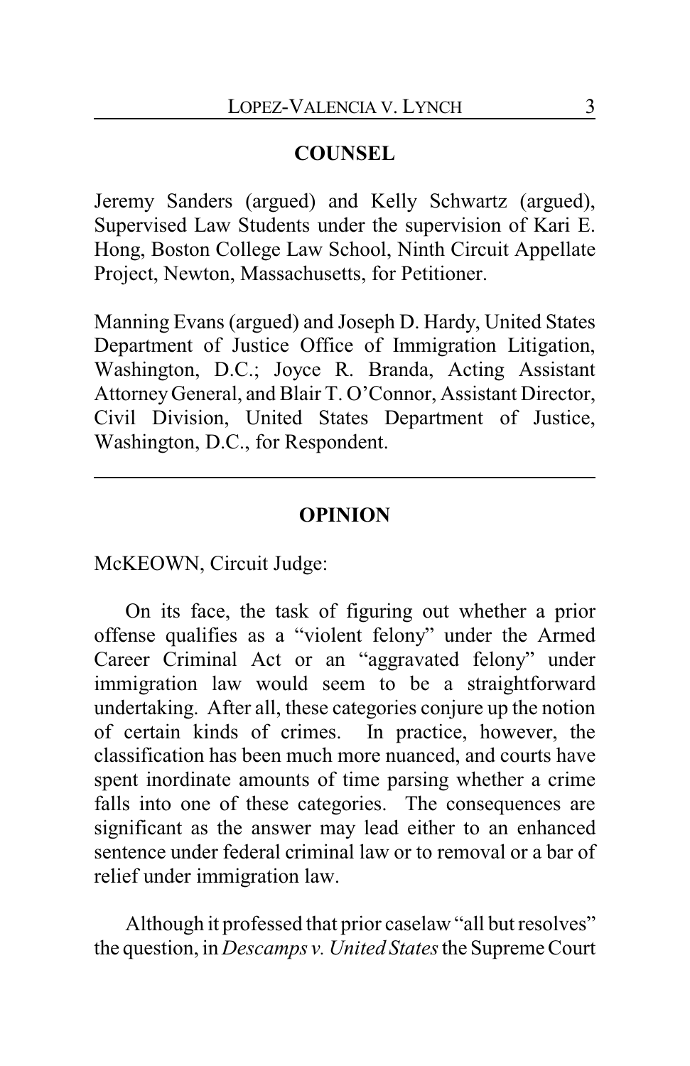## COUNSEL

Jeremy Sanders (argued) and Kelly Schwartz (argued), Supervised Law Students under the supervision of Kari E. Hong, Boston College Law School, Ninth Circuit Appellate Project, Newton, Massachusetts, for Petitioner.

Manning Evans (argued) and Joseph D. Hardy, United States Department of Justice Office of Immigration Litigation, Washington, D.C.; Joyce R. Branda, Acting Assistant Attorney General, and Blair T. O'Connor, Assistant Director, Civil Division, United States Department of Justice, Washington, D.C., for Respondent.

---

## OPINION

McKEOWN, Circuit Judge:

On its face, the task of figuring out whether a prior offense qualifies as a "violent felony" under the Armed Career Criminal Act or an "aggravated felony" under immigration law would seem to be a straightforward undertaking. After all, these categories conjure up the notion of certain kinds of crimes. In practice, however, the classification has been much more nuanced, and courts have spent inordinate amounts of time parsing whether a crime falls into one of these categories. The consequences are significant as the answer may lead either to an enhanced sentence under federal criminal law or to removal or a bar of relief under immigration law.

Although it professed that prior caselaw "all but resolves" the question, in *Descamps v. United States* the Supreme Court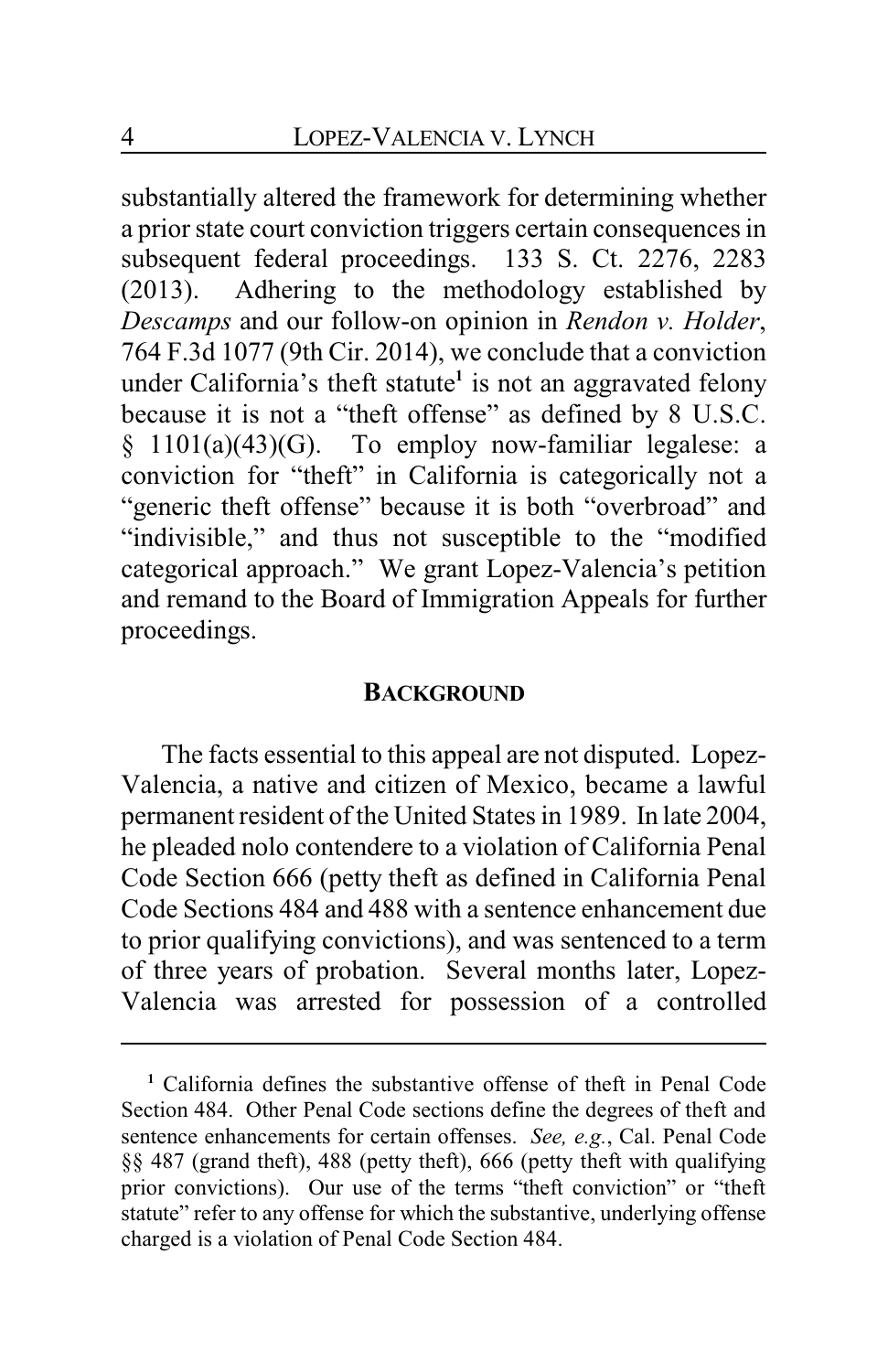substantially altered the framework for determining whether a prior state court conviction triggers certain consequences in subsequent federal proceedings. 133 S. Ct. 2276, 2283 (2013). Adhering to the methodology established by *Descamps* and our follow-on opinion in *Rendon v. Holder*, 764 F.3d 1077 (9th Cir. 2014), we conclude that a conviction under California's theft statute[1] is not an aggravated felony because it is not a "theft offense" as defined by 8 U.S.C. § 1101(a)(43)(G). To employ now-familiar legalese: a conviction for "theft" in California is categorically not a "generic theft offense" because it is both "overbroad" and "indivisible," and thus not susceptible to the "modified categorical approach." We grant Lopez-Valencia's petition and remand to the Board of Immigration Appeals for further proceedings.

## BACKGROUND

The facts essential to this appeal are not disputed. Lopez-Valencia, a native and citizen of Mexico, became a lawful permanent resident of the United States in 1989. In late 2004, he pleaded nolo contendere to a violation of California Penal Code Section 666 (petty theft as defined in California Penal Code Sections 484 and 488 with a sentence enhancement due to prior qualifying convictions), and was sentenced to a term of three years of probation. Several months later, Lopez-Valencia was arrested for possession of a controlled

---

[1] California defines the substantive offense of theft in Penal Code Section 484. Other Penal Code sections define the degrees of theft and sentence enhancements for certain offenses. *See, e.g.*, Cal. Penal Code §§ 487 (grand theft), 488 (petty theft), 666 (petty theft with qualifying prior convictions). Our use of the terms "theft conviction" or "theft statute" refer to any offense for which the substantive, underlying offense charged is a violation of Penal Code Section 484.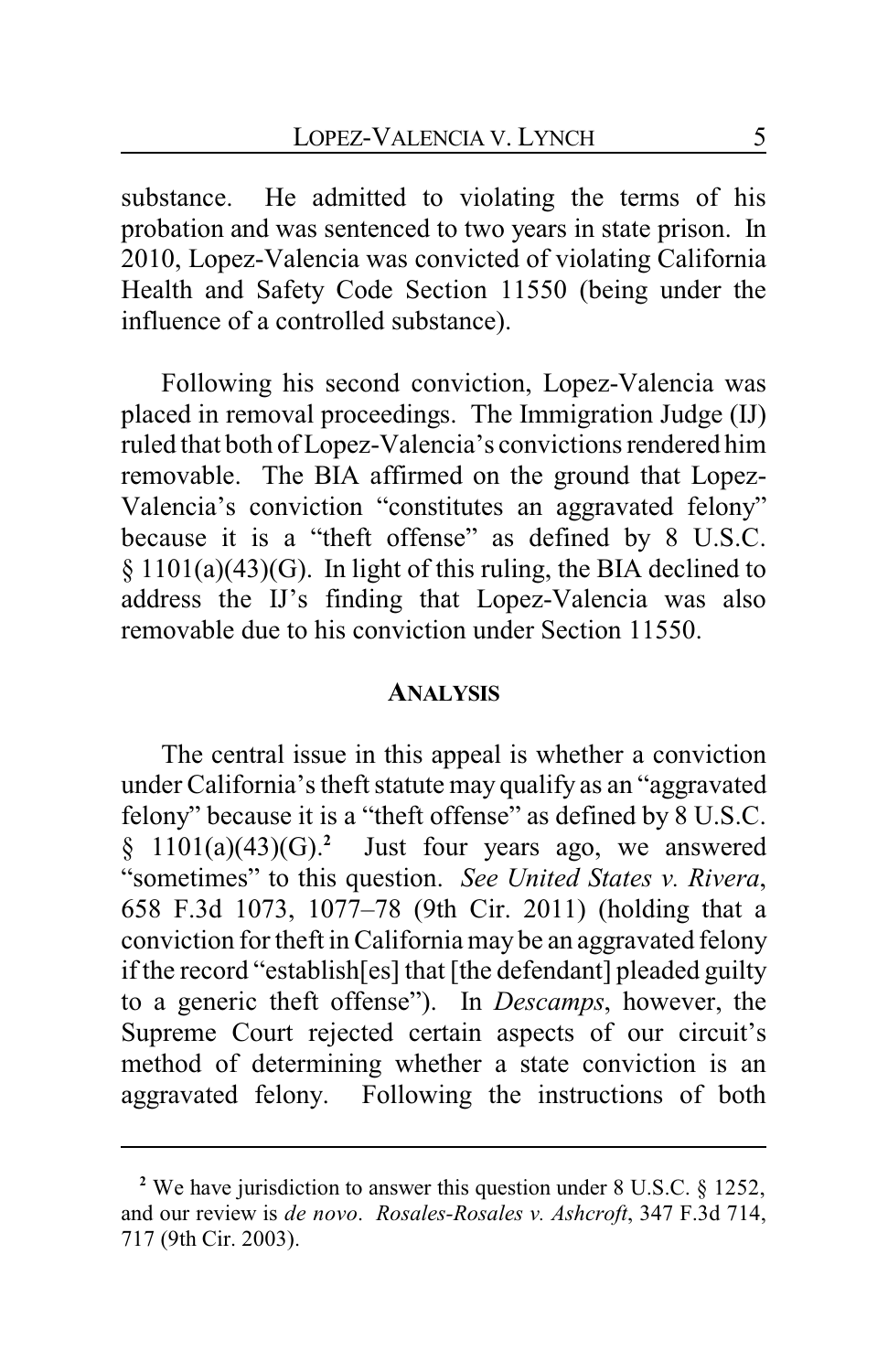substance. He admitted to violating the terms of his probation and was sentenced to two years in state prison. In 2010, Lopez-Valencia was convicted of violating California Health and Safety Code Section 11550 (being under the influence of a controlled substance).

Following his second conviction, Lopez-Valencia was placed in removal proceedings. The Immigration Judge (IJ) ruled that both of Lopez-Valencia's convictions rendered him removable. The BIA affirmed on the ground that Lopez-Valencia's conviction "constitutes an aggravated felony" because it is a "theft offense" as defined by 8 U.S.C. § 1101(a)(43)(G). In light of this ruling, the BIA declined to address the IJ's finding that Lopez-Valencia was also removable due to his conviction under Section 11550.

## ANALYSIS

The central issue in this appeal is whether a conviction under California's theft statute may qualify as an "aggravated felony" because it is a "theft offense" as defined by 8 U.S.C. § 1101(a)(43)(G).[2] Just four years ago, we answered "sometimes" to this question. *See United States v. Rivera*, 658 F.3d 1073, 1077–78 (9th Cir. 2011) (holding that a conviction for theft in California may be an aggravated felony if the record "establish[es] that [the defendant] pleaded guilty to a generic theft offense"). In *Descamps*, however, the Supreme Court rejected certain aspects of our circuit's method of determining whether a state conviction is an aggravated felony. Following the instructions of both

---

[2] We have jurisdiction to answer this question under 8 U.S.C. § 1252, and our review is *de novo*. *Rosales-Rosales v. Ashcroft*, 347 F.3d 714, 717 (9th Cir. 2003).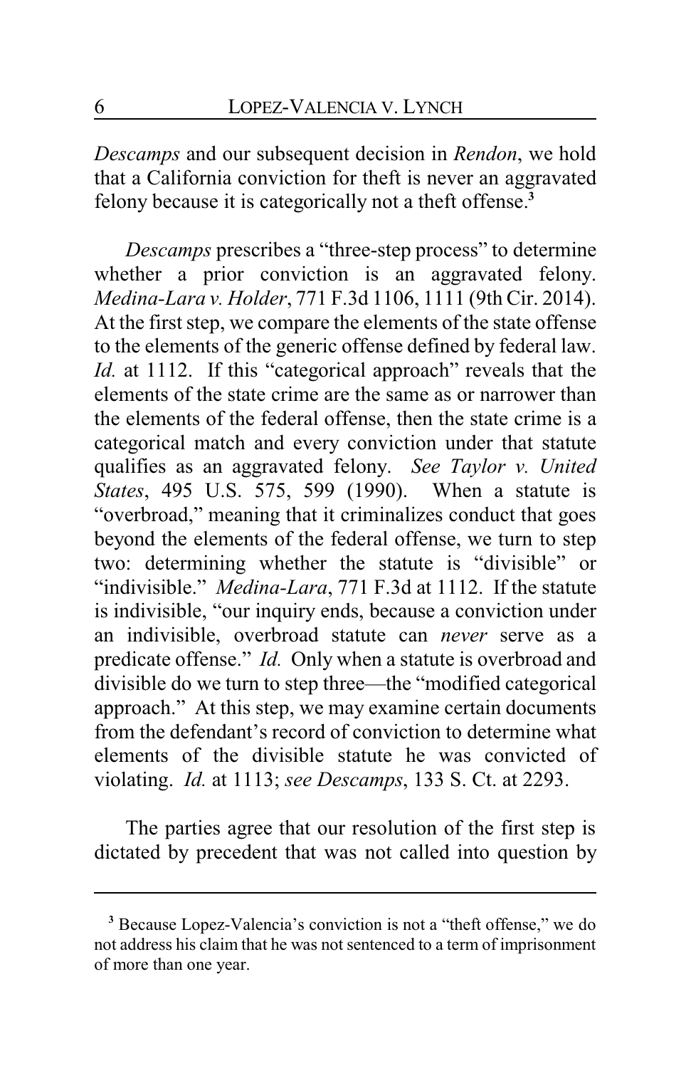*Descamps* and our subsequent decision in *Rendon*, we hold that a California conviction for theft is never an aggravated felony because it is categorically not a theft offense.[3]

*Descamps* prescribes a "three-step process" to determine whether a prior conviction is an aggravated felony. *Medina-Lara v. Holder*, 771 F.3d 1106, 1111 (9th Cir. 2014). At the first step, we compare the elements of the state offense to the elements of the generic offense defined by federal law. *Id.* at 1112. If this "categorical approach" reveals that the elements of the state crime are the same as or narrower than the elements of the federal offense, then the state crime is a categorical match and every conviction under that statute qualifies as an aggravated felony. *See Taylor v. United States*, 495 U.S. 575, 599 (1990). When a statute is "overbroad," meaning that it criminalizes conduct that goes beyond the elements of the federal offense, we turn to step two: determining whether the statute is "divisible" or "indivisible." *Medina-Lara*, 771 F.3d at 1112. If the statute is indivisible, "our inquiry ends, because a conviction under an indivisible, overbroad statute can *never* serve as a predicate offense." *Id.* Only when a statute is overbroad and divisible do we turn to step three—the "modified categorical approach." At this step, we may examine certain documents from the defendant's record of conviction to determine what elements of the divisible statute he was convicted of violating. *Id.* at 1113; *see Descamps*, 133 S. Ct. at 2293.

The parties agree that our resolution of the first step is dictated by precedent that was not called into question by

---

[3] Because Lopez-Valencia's conviction is not a "theft offense," we do not address his claim that he was not sentenced to a term of imprisonment of more than one year.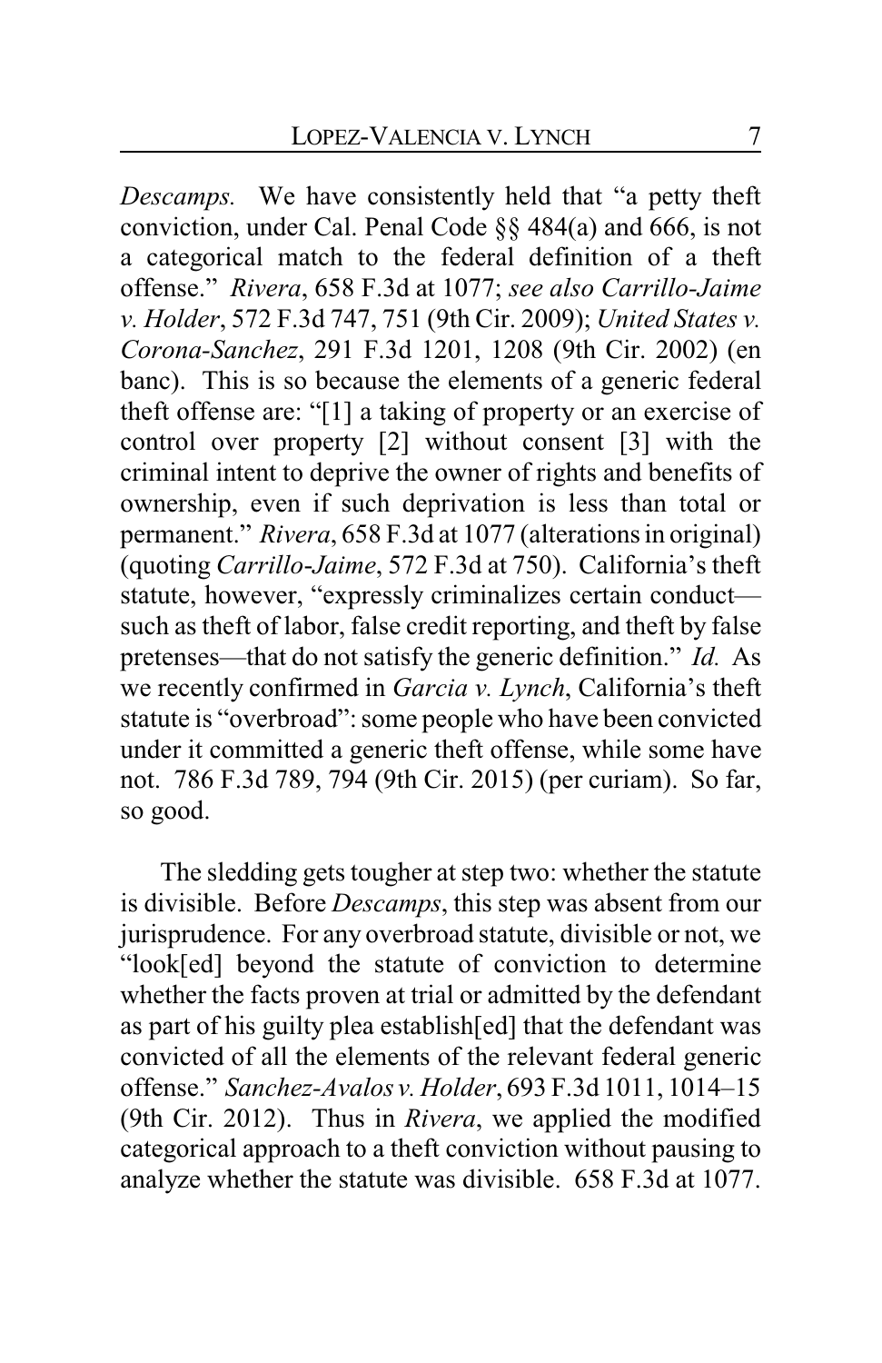*Descamps.* We have consistently held that "a petty theft conviction, under Cal. Penal Code §§ 484(a) and 666, is not a categorical match to the federal definition of a theft offense." *Rivera*, 658 F.3d at 1077; *see also Carrillo-Jaime v. Holder*, 572 F.3d 747, 751 (9th Cir. 2009); *United States v. Corona-Sanchez*, 291 F.3d 1201, 1208 (9th Cir. 2002) (en banc). This is so because the elements of a generic federal theft offense are: "[1] a taking of property or an exercise of control over property [2] without consent [3] with the criminal intent to deprive the owner of rights and benefits of ownership, even if such deprivation is less than total or permanent." *Rivera*, 658 F.3d at 1077 (alterations in original) (quoting *Carrillo-Jaime*, 572 F.3d at 750). California's theft statute, however, "expressly criminalizes certain conduct—such as theft of labor, false credit reporting, and theft by false pretenses—that do not satisfy the generic definition." *Id.* As we recently confirmed in *Garcia v. Lynch*, California's theft statute is "overbroad": some people who have been convicted under it committed a generic theft offense, while some have not. 786 F.3d 789, 794 (9th Cir. 2015) (per curiam). So far, so good.

The sledding gets tougher at step two: whether the statute is divisible. Before *Descamps*, this step was absent from our jurisprudence. For any overbroad statute, divisible or not, we "look[ed] beyond the statute of conviction to determine whether the facts proven at trial or admitted by the defendant as part of his guilty plea establish[ed] that the defendant was convicted of all the elements of the relevant federal generic offense." *Sanchez-Avalos v. Holder*, 693 F.3d 1011, 1014–15 (9th Cir. 2012). Thus in *Rivera*, we applied the modified categorical approach to a theft conviction without pausing to analyze whether the statute was divisible. 658 F.3d at 1077.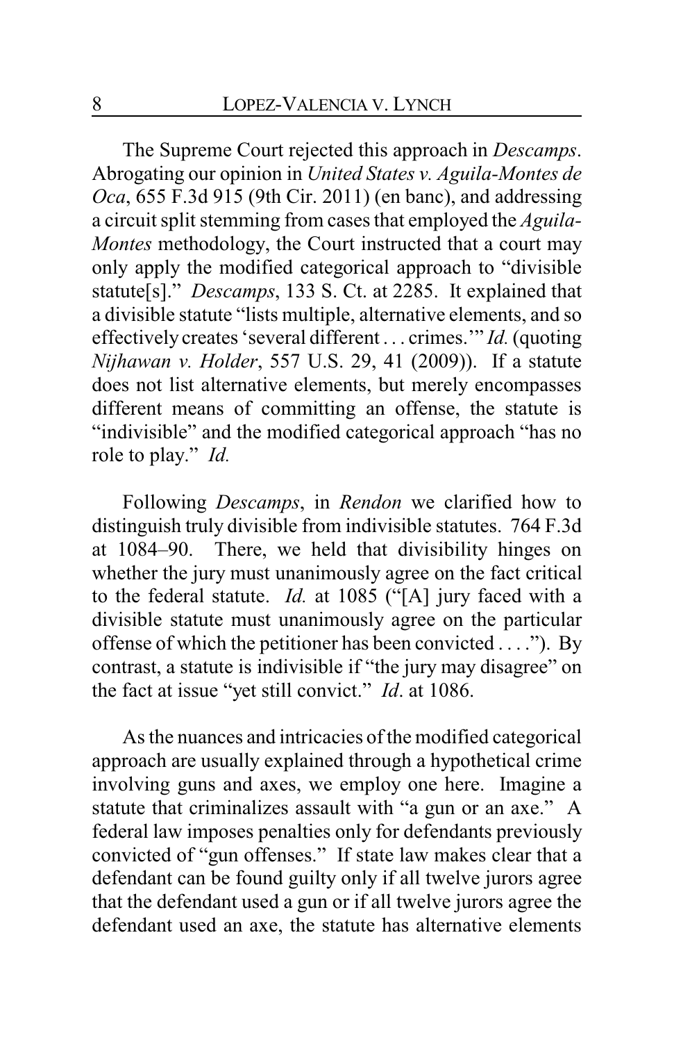The Supreme Court rejected this approach in *Descamps*. Abrogating our opinion in *United States v. Aguila-Montes de Oca*, 655 F.3d 915 (9th Cir. 2011) (en banc), and addressing a circuit split stemming from cases that employed the *Aguila-Montes* methodology, the Court instructed that a court may only apply the modified categorical approach to "divisible statute[s]." *Descamps*, 133 S. Ct. at 2285. It explained that a divisible statute "lists multiple, alternative elements, and so effectively creates 'several different . . . crimes.'" *Id.* (quoting *Nijhawan v. Holder*, 557 U.S. 29, 41 (2009)). If a statute does not list alternative elements, but merely encompasses different means of committing an offense, the statute is "indivisible" and the modified categorical approach "has no role to play." *Id.*

Following *Descamps*, in *Rendon* we clarified how to distinguish truly divisible from indivisible statutes. 764 F.3d at 1084–90. There, we held that divisibility hinges on whether the jury must unanimously agree on the fact critical to the federal statute. *Id.* at 1085 ("[A] jury faced with a divisible statute must unanimously agree on the particular offense of which the petitioner has been convicted . . . ."). By contrast, a statute is indivisible if "the jury may disagree" on the fact at issue "yet still convict." *Id*. at 1086.

As the nuances and intricacies of the modified categorical approach are usually explained through a hypothetical crime involving guns and axes, we employ one here. Imagine a statute that criminalizes assault with "a gun or an axe." A federal law imposes penalties only for defendants previously convicted of "gun offenses." If state law makes clear that a defendant can be found guilty only if all twelve jurors agree that the defendant used a gun or if all twelve jurors agree the defendant used an axe, the statute has alternative elements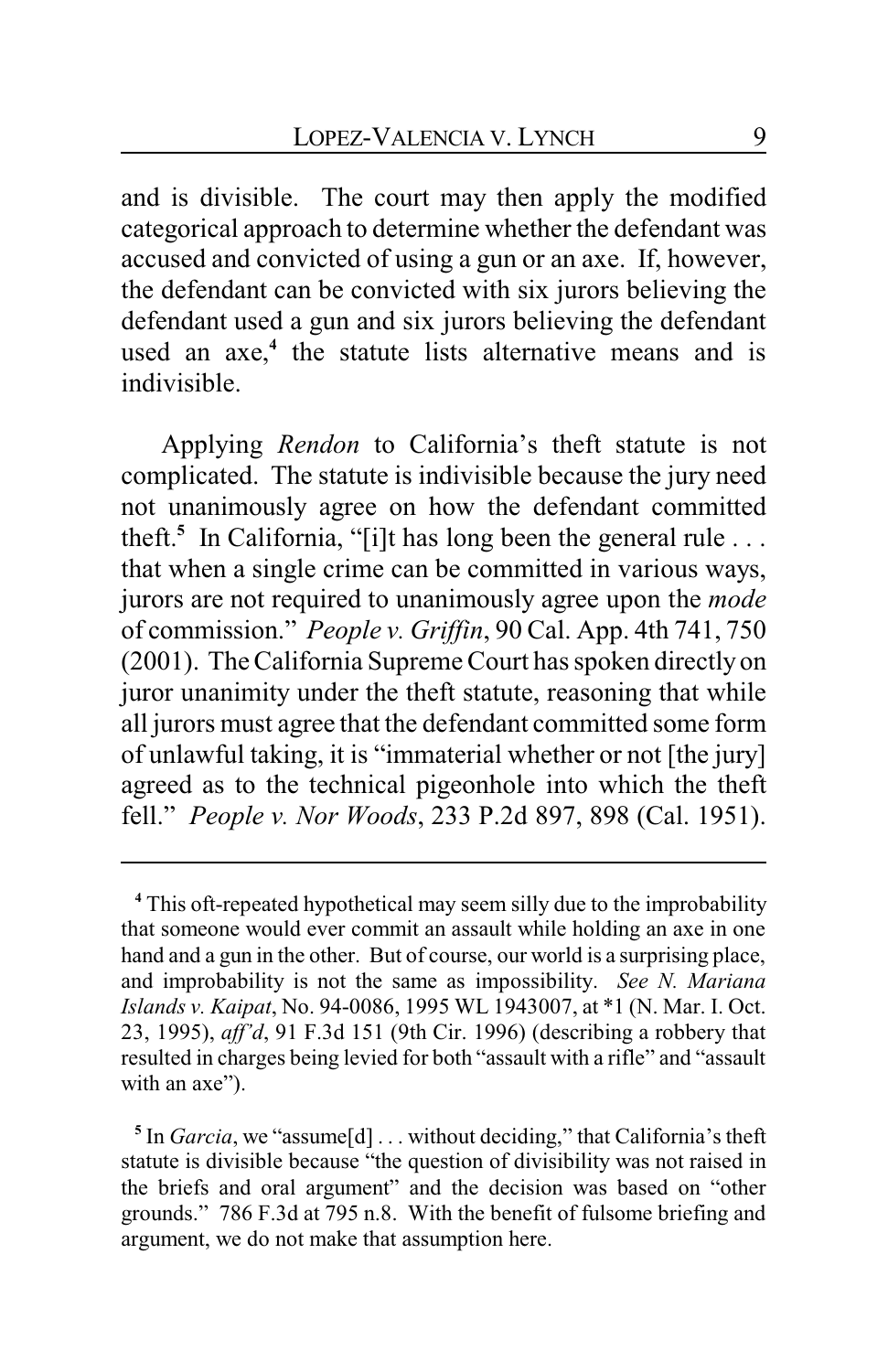and is divisible. The court may then apply the modified categorical approach to determine whether the defendant was accused and convicted of using a gun or an axe. If, however, the defendant can be convicted with six jurors believing the defendant used a gun and six jurors believing the defendant used an axe,[4] the statute lists alternative means and is indivisible.

Applying *Rendon* to California's theft statute is not complicated. The statute is indivisible because the jury need not unanimously agree on how the defendant committed theft.[5] In California, "[i]t has long been the general rule . . . that when a single crime can be committed in various ways, jurors are not required to unanimously agree upon the *mode* of commission." *People v. Griffin*, 90 Cal. App. 4th 741, 750 (2001). The California Supreme Court has spoken directly on juror unanimity under the theft statute, reasoning that while all jurors must agree that the defendant committed some form of unlawful taking, it is "immaterial whether or not [the jury] agreed as to the technical pigeonhole into which the theft fell." *People v. Nor Woods*, 233 P.2d 897, 898 (Cal. 1951).

---

[4] This oft-repeated hypothetical may seem silly due to the improbability that someone would ever commit an assault while holding an axe in one hand and a gun in the other. But of course, our world is a surprising place, and improbability is not the same as impossibility. *See N. Mariana Islands v. Kaipat*, No. 94-0086, 1995 WL 1943007, at *1 (N. Mar. I. Oct. 23, 1995), *aff'd*, 91 F.3d 151 (9th Cir. 1996) (describing a robbery that resulted in charges being levied for both "assault with a rifle" and "assault with an axe").

[5] In *Garcia*, we "assume[d] . . . without deciding," that California's theft statute is divisible because "the question of divisibility was not raised in the briefs and oral argument" and the decision was based on "other grounds." 786 F.3d at 795 n.8. With the benefit of fulsome briefing and argument, we do not make that assumption here.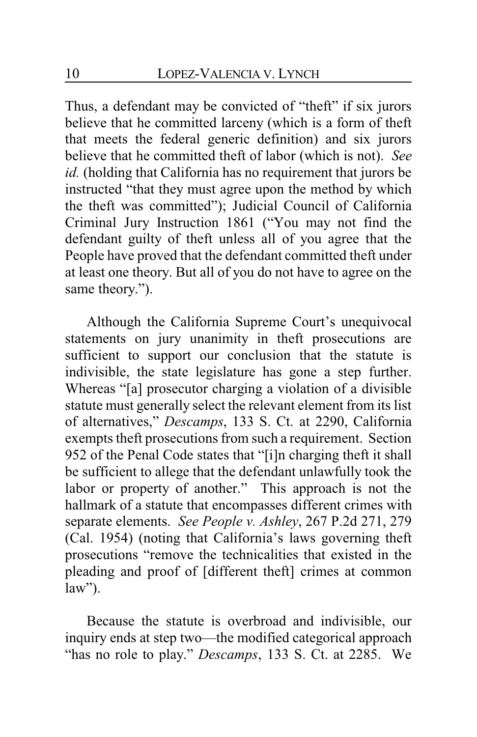Thus, a defendant may be convicted of "theft" if six jurors believe that he committed larceny (which is a form of theft that meets the federal generic definition) and six jurors believe that he committed theft of labor (which is not). *See id.* (holding that California has no requirement that jurors be instructed "that they must agree upon the method by which the theft was committed"); Judicial Council of California Criminal Jury Instruction 1861 ("You may not find the defendant guilty of theft unless all of you agree that the People have proved that the defendant committed theft under at least one theory. But all of you do not have to agree on the same theory.").

Although the California Supreme Court's unequivocal statements on jury unanimity in theft prosecutions are sufficient to support our conclusion that the statute is indivisible, the state legislature has gone a step further. Whereas "[a] prosecutor charging a violation of a divisible statute must generally select the relevant element from its list of alternatives," *Descamps*, 133 S. Ct. at 2290, California exempts theft prosecutions from such a requirement. Section 952 of the Penal Code states that "[i]n charging theft it shall be sufficient to allege that the defendant unlawfully took the labor or property of another." This approach is not the hallmark of a statute that encompasses different crimes with separate elements. *See People v. Ashley*, 267 P.2d 271, 279 (Cal. 1954) (noting that California's laws governing theft prosecutions "remove the technicalities that existed in the pleading and proof of [different theft] crimes at common law").

Because the statute is overbroad and indivisible, our inquiry ends at step two—the modified categorical approach "has no role to play." *Descamps*, 133 S. Ct. at 2285. We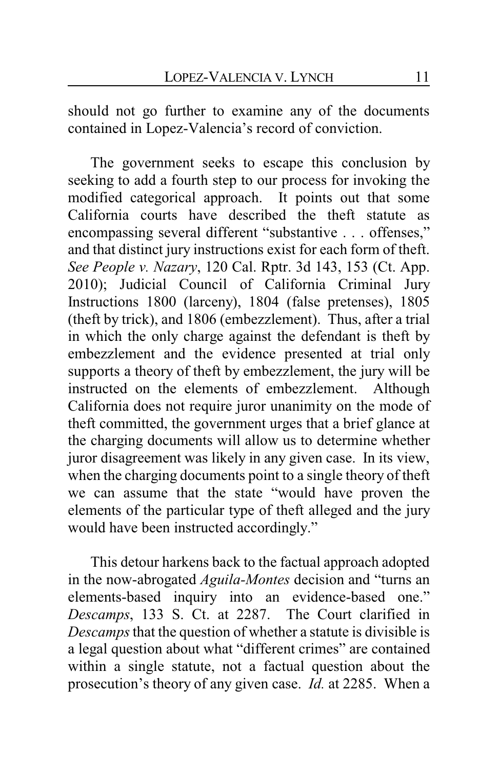should not go further to examine any of the documents contained in Lopez-Valencia's record of conviction.

The government seeks to escape this conclusion by seeking to add a fourth step to our process for invoking the modified categorical approach. It points out that some California courts have described the theft statute as encompassing several different "substantive . . . offenses," and that distinct jury instructions exist for each form of theft. *See People v. Nazary*, 120 Cal. Rptr. 3d 143, 153 (Ct. App. 2010); Judicial Council of California Criminal Jury Instructions 1800 (larceny), 1804 (false pretenses), 1805 (theft by trick), and 1806 (embezzlement). Thus, after a trial in which the only charge against the defendant is theft by embezzlement and the evidence presented at trial only supports a theory of theft by embezzlement, the jury will be instructed on the elements of embezzlement. Although California does not require juror unanimity on the mode of theft committed, the government urges that a brief glance at the charging documents will allow us to determine whether juror disagreement was likely in any given case. In its view, when the charging documents point to a single theory of theft we can assume that the state "would have proven the elements of the particular type of theft alleged and the jury would have been instructed accordingly."

This detour harkens back to the factual approach adopted in the now-abrogated *Aguila-Montes* decision and "turns an elements-based inquiry into an evidence-based one." *Descamps*, 133 S. Ct. at 2287. The Court clarified in *Descamps* that the question of whether a statute is divisible is a legal question about what "different crimes" are contained within a single statute, not a factual question about the prosecution's theory of any given case. *Id.* at 2285. When a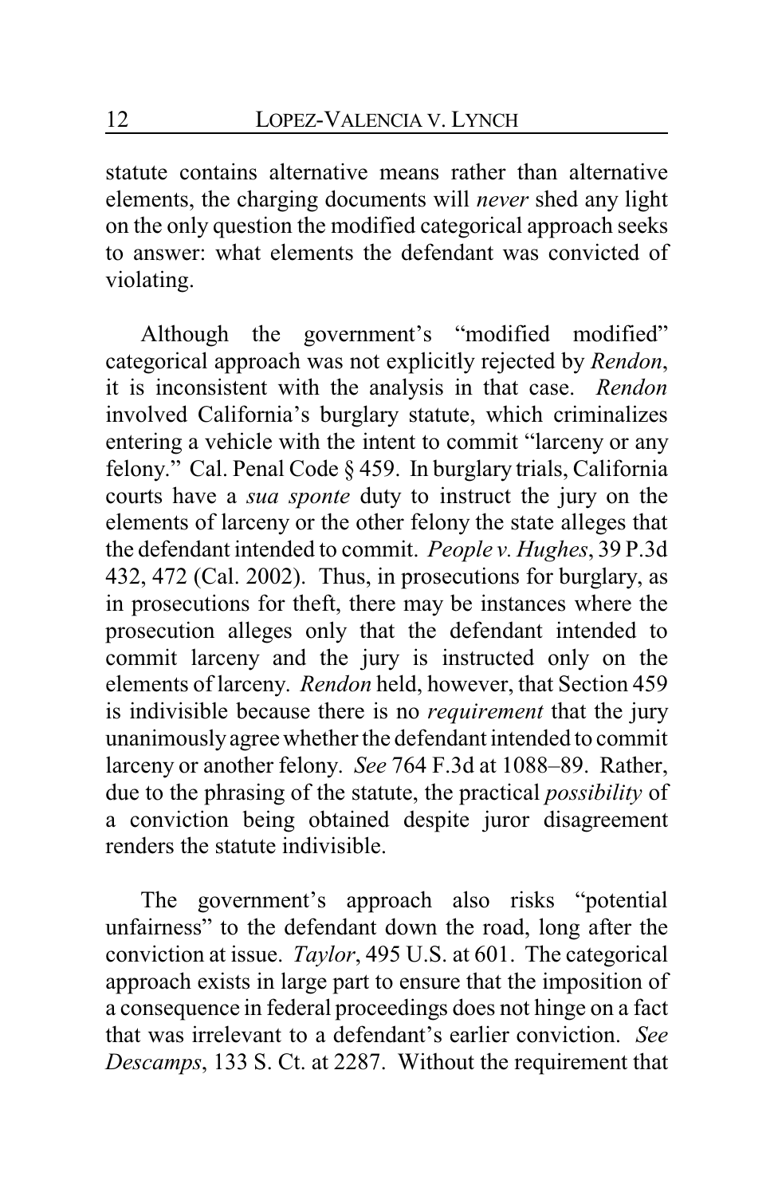statute contains alternative means rather than alternative elements, the charging documents will *never* shed any light on the only question the modified categorical approach seeks to answer: what elements the defendant was convicted of violating.

Although the government's "modified modified" categorical approach was not explicitly rejected by *Rendon*, it is inconsistent with the analysis in that case. *Rendon* involved California's burglary statute, which criminalizes entering a vehicle with the intent to commit "larceny or any felony." Cal. Penal Code § 459. In burglary trials, California courts have a *sua sponte* duty to instruct the jury on the elements of larceny or the other felony the state alleges that the defendant intended to commit. *People v. Hughes*, 39 P.3d 432, 472 (Cal. 2002). Thus, in prosecutions for burglary, as in prosecutions for theft, there may be instances where the prosecution alleges only that the defendant intended to commit larceny and the jury is instructed only on the elements of larceny. *Rendon* held, however, that Section 459 is indivisible because there is no *requirement* that the jury unanimously agree whether the defendant intended to commit larceny or another felony. *See* 764 F.3d at 1088–89. Rather, due to the phrasing of the statute, the practical *possibility* of a conviction being obtained despite juror disagreement renders the statute indivisible.

The government's approach also risks "potential unfairness" to the defendant down the road, long after the conviction at issue. *Taylor*, 495 U.S. at 601. The categorical approach exists in large part to ensure that the imposition of a consequence in federal proceedings does not hinge on a fact that was irrelevant to a defendant's earlier conviction. *See Descamps*, 133 S. Ct. at 2287. Without the requirement that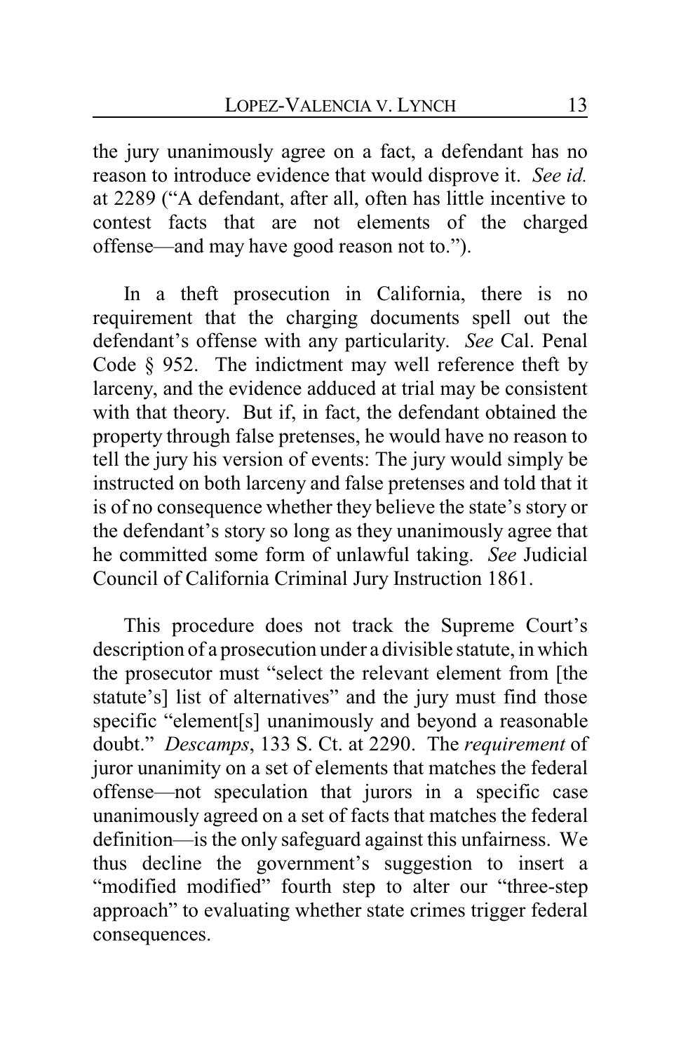the jury unanimously agree on a fact, a defendant has no reason to introduce evidence that would disprove it. *See id.* at 2289 ("A defendant, after all, often has little incentive to contest facts that are not elements of the charged offense—and may have good reason not to.").

In a theft prosecution in California, there is no requirement that the charging documents spell out the defendant's offense with any particularity. *See* Cal. Penal Code § 952. The indictment may well reference theft by larceny, and the evidence adduced at trial may be consistent with that theory. But if, in fact, the defendant obtained the property through false pretenses, he would have no reason to tell the jury his version of events: The jury would simply be instructed on both larceny and false pretenses and told that it is of no consequence whether they believe the state's story or the defendant's story so long as they unanimously agree that he committed some form of unlawful taking. *See* Judicial Council of California Criminal Jury Instruction 1861.

This procedure does not track the Supreme Court's description of a prosecution under a divisible statute, in which the prosecutor must "select the relevant element from [the statute's] list of alternatives" and the jury must find those specific "element[s] unanimously and beyond a reasonable doubt." *Descamps*, 133 S. Ct. at 2290. The *requirement* of juror unanimity on a set of elements that matches the federal offense—not speculation that jurors in a specific case unanimously agreed on a set of facts that matches the federal definition—is the only safeguard against this unfairness. We thus decline the government's suggestion to insert a "modified modified" fourth step to alter our "three-step approach" to evaluating whether state crimes trigger federal consequences.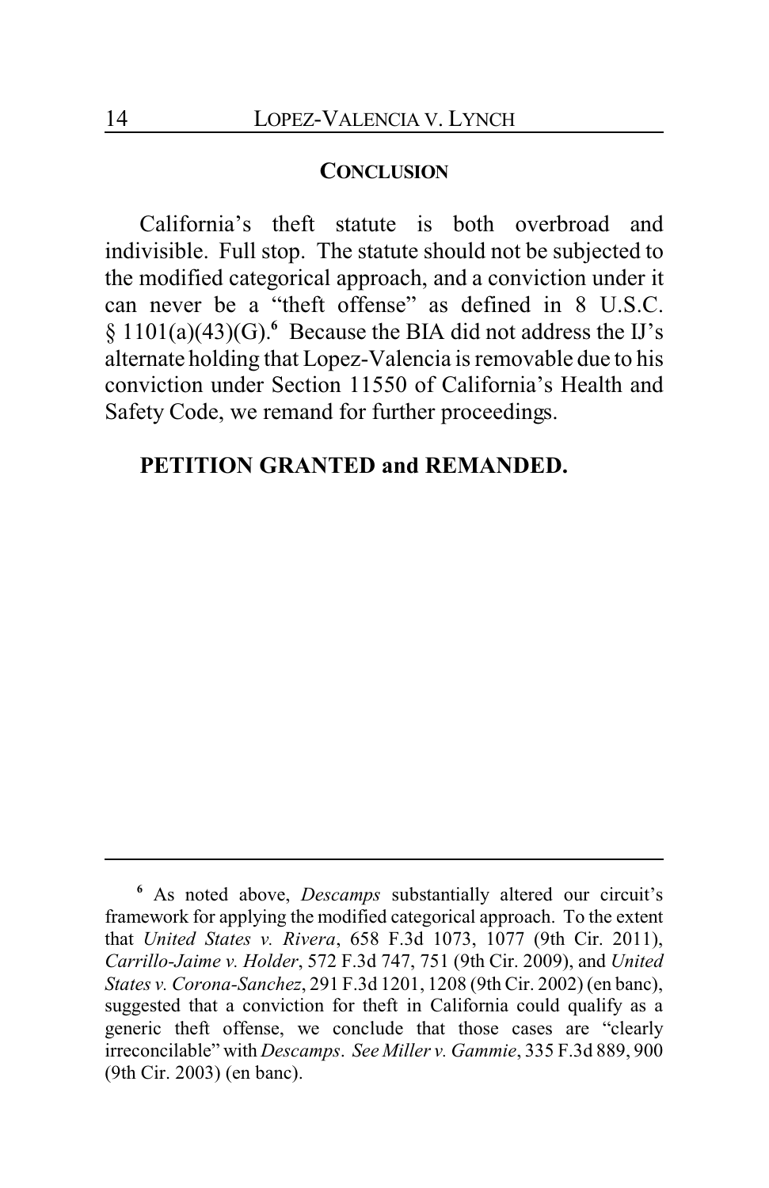## CONCLUSION

California's theft statute is both overbroad and indivisible. Full stop. The statute should not be subjected to the modified categorical approach, and a conviction under it can never be a "theft offense" as defined in 8 U.S.C. § 1101(a)(43)(G).[6] Because the BIA did not address the IJ's alternate holding that Lopez-Valencia is removable due to his conviction under Section 11550 of California's Health and Safety Code, we remand for further proceedings.

**PETITION GRANTED and REMANDED.**

---

[6] As noted above, *Descamps* substantially altered our circuit's framework for applying the modified categorical approach. To the extent that *United States v. Rivera*, 658 F.3d 1073, 1077 (9th Cir. 2011), *Carrillo-Jaime v. Holder*, 572 F.3d 747, 751 (9th Cir. 2009), and *United States v. Corona-Sanchez*, 291 F.3d 1201, 1208 (9th Cir. 2002) (en banc), suggested that a conviction for theft in California could qualify as a generic theft offense, we conclude that those cases are "clearly irreconcilable" with *Descamps*. *See Miller v. Gammie*, 335 F.3d 889, 900 (9th Cir. 2003) (en banc).